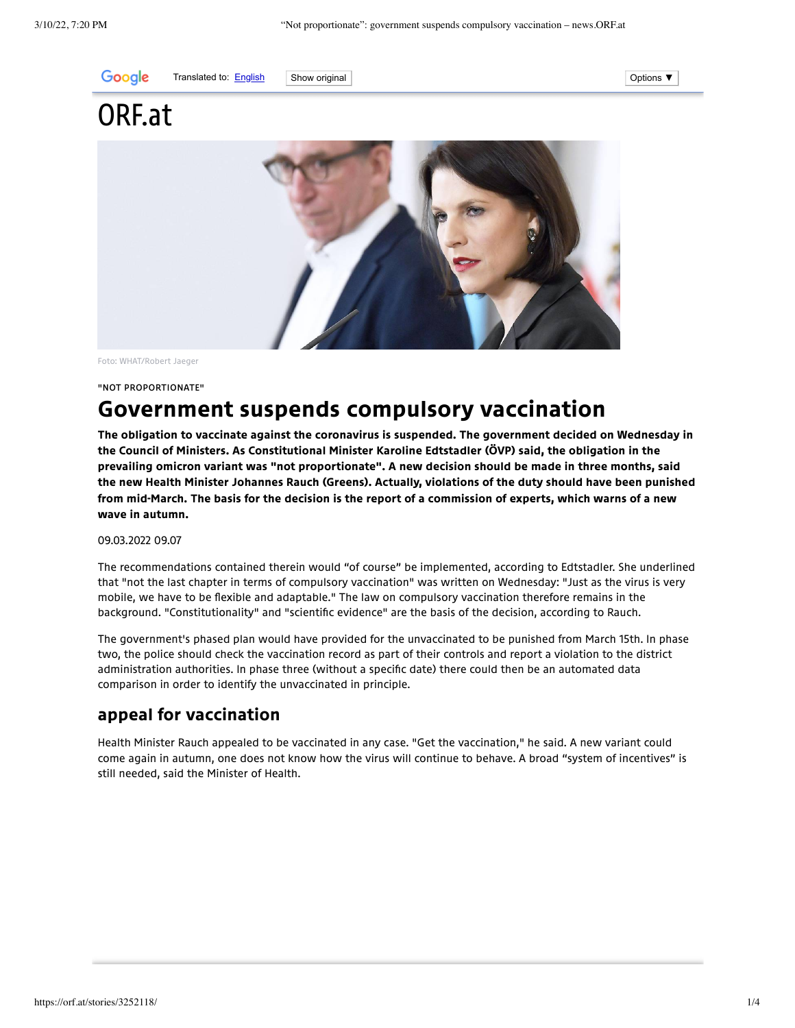# ORF.at

Foto: WHAT/Robert Jaeger

"NOT PROPORTIONATE"

## Government suspends compulsory vaccination

**The obligation to vaccinate against the coronavirus is suspended. The government decided on Wednesday in the Council of Ministers. As Constitutional Minister Karoline Edtstadler (ÖVP) said, the obligation in the prevailing omicron variant was "not proportionate". A new decision should be made in three months, said the new Health Minister Johannes Rauch (Greens). Actually, violations of the duty should have been punished from mid-March. The basis for the decision is the report of a commission of experts, which warns of a new wave in autumn.**

09.03.2022 09.07

The recommendations contained therein would "of course" be implemented, according to Edtstadler. She underlined that "not the last chapter in terms of compulsory vaccination" was written on Wednesday: "Just as the virus is very mobile, we have to be flexible and adaptable." The law on compulsory vaccination therefore remains in the background. "Constitutionality" and "scientific evidence" are the basis of the decision, according to Rauch.

The government's phased plan would have provided for the unvaccinated to be punished from March 15th. In phase two, the police should check the vaccination record as part of their controls and report a violation to the district administration authorities. In phase three (without a specific date) there could then be an automated data comparison in order to identify the unvaccinated in principle.

### appeal for vaccination

Health Minister Rauch appealed to be vaccinated in any case. "Get the vaccination," he said. A new variant could come again in autumn, one does not know how the virus will continue to behave. A broad "system of incentives" is still needed, said the Minister of Health.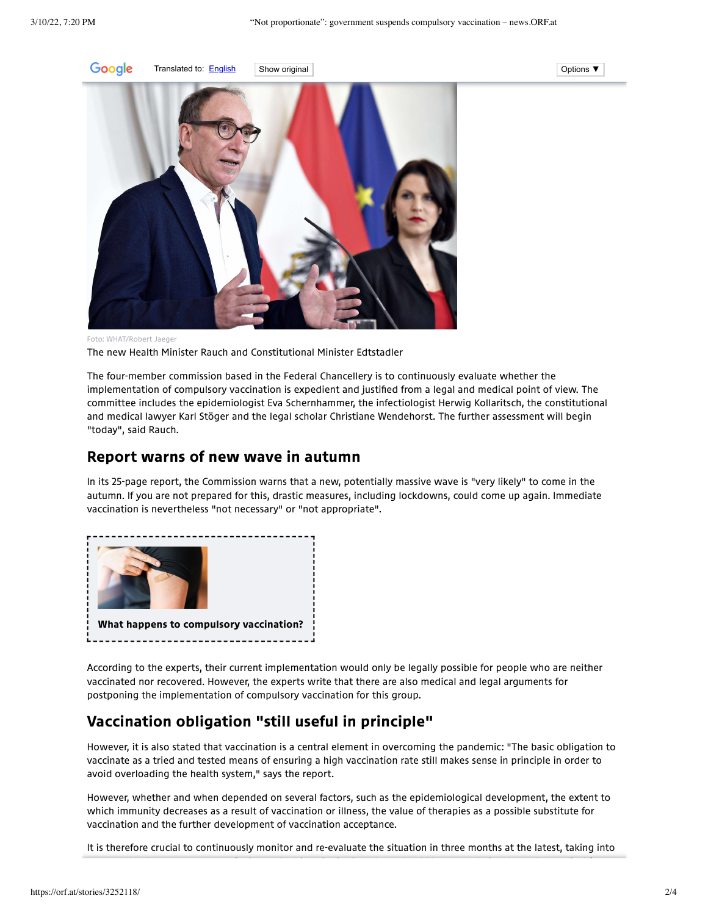Foto: WHAT/Robert Jaeger

The new Health Minister Rauch and Constitutional Minister Edtstadler

The four-member commission based in the Federal Chancellery is to continuously evaluate whether the implementation of compulsory vaccination is expedient and justified from a legal and medical point of view. The committee includes the epidemiologist Eva Schernhammer, the infectiologist Herwig Kollaritsch, the constitutional and medical lawyer Karl Stöger and the legal scholar Christiane Wendehorst. The further assessment will begin "today", said Rauch.

## Report warns of new wave in autumn

In its 25-page report, the Commission warns that a new, potentially massive wave is "very likely" to come in the autumn. If you are not prepared for this, drastic measures, including lockdowns, could come up again. Immediate vaccination is nevertheless "not necessary" or "not appropriate".

**What happens to compulsory vaccination?**

According to the experts, their current implementation would only be legally possible for people who are neither vaccinated nor recovered. However, the experts write that there are also medical and legal arguments for postponing the implementation of compulsory vaccination for this group.

## Vaccination obligation "still useful in principle"

However, it is also stated that vaccination is a central element in overcoming the pandemic: "The basic obligation to vaccinate as a tried and tested means of ensuring a high vaccination rate still makes sense in principle in order to avoid overloading the health system," says the report.

However, whether and when depended on several factors, such as the epidemiological development, the extent to which immunity decreases as a result of vaccination or illness, the value of therapies as a possible substitute for vaccination and the further development of vaccination acceptance.

It is therefore crucial to continuously monitor and re-evaluate the situation in three months at the latest, taking into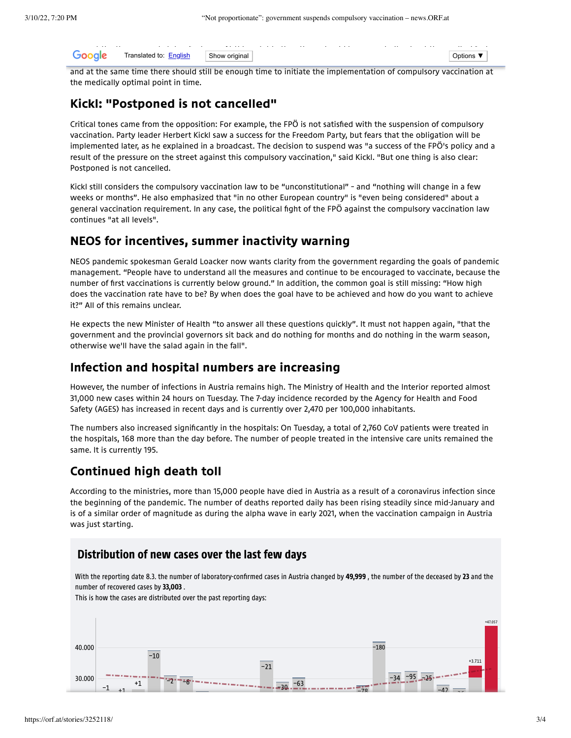and at the same time there should still be enough time to initiate the implementation of compulsory vaccination at the medically optimal point in time.

## Kickl: "Postponed is not cancelled"

Critical tones came from the opposition: For example, the FPÖ is not satisfied with the suspension of compulsory vaccination. Party leader Herbert Kickl saw a success for the Freedom Party, but fears that the obligation will be implemented later, as he explained in a broadcast. The decision to suspend was "a success of the FPÖ's policy and a result of the pressure on the street against this compulsory vaccination," said Kickl. "But one thing is also clear: Postponed is not cancelled.

Kickl still considers the compulsory vaccination law to be "unconstitutional" - and "nothing will change in a few weeks or months". He also emphasized that "in no other European country" is "even being considered" about a general vaccination requirement. In any case, the political fight of the FPÖ against the compulsory vaccination law continues "at all levels".

## NEOS for incentives, summer inactivity warning

NEOS pandemic spokesman Gerald Loacker now wants clarity from the government regarding the goals of pandemic management. "People have to understand all the measures and continue to be encouraged to vaccinate, because the number of first vaccinations is currently below ground." In addition, the common goal is still missing: "How high does the vaccination rate have to be? By when does the goal have to be achieved and how do you want to achieve it?" All of this remains unclear.

He expects the new Minister of Health "to answer all these questions quickly". It must not happen again, "that the government and the provincial governors sit back and do nothing for months and do nothing in the warm season, otherwise we'll have the salad again in the fall".

## Infection and hospital numbers are increasing

However, the number of infections in Austria remains high. The Ministry of Health and the Interior reported almost 31,000 new cases within 24 hours on Tuesday. The 7-day incidence recorded by the Agency for Health and Food Safety (AGES) has increased in recent days and is currently over 2,470 per 100,000 inhabitants.

The numbers also increased significantly in the hospitals: On Tuesday, a total of 2,760 CoV patients were treated in the hospitals, 168 more than the day before. The number of people treated in the intensive care units remained the same. It is currently 195.

## Continued high death toll

According to the ministries, more than 15,000 people have died in Austria as a result of a coronavirus infection since the beginning of the pandemic. The number of deaths reported daily has been rising steadily since mid-January and is of a similar order of magnitude as during the alpha wave in early 2021, when the vaccination campaign in Austria was just starting.

### Distribution of new cases over the last few days

With the reporting date 8.3. the number of laboratory-confirmed cases in Austria changed by **49,999** , the number of the deceased by **23** and the number of recovered cases by **33,003** .

This is how the cases are distributed over the past reporting days: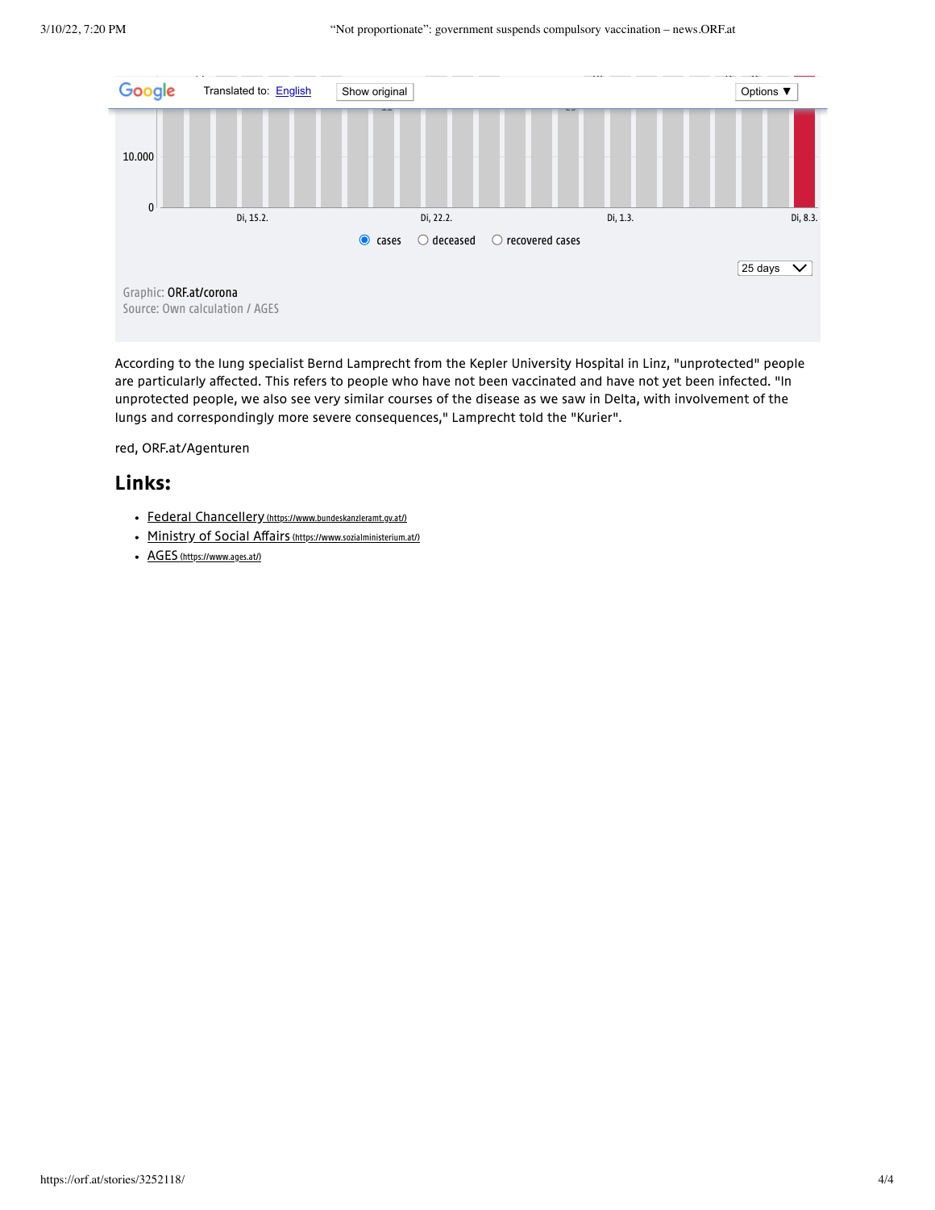Google Translated to: English Show original Options ▼

10.000

0

Di, 15.2.

Di, 22.2.

Di, 1.3.

Di, 8.3.

cases deceased recovered cases

25 days

Graphic: ORF.at/corona
Source: Own calculation / AGES

According to the lung specialist Bernd Lamprecht from the Kepler University Hospital in Linz, "unprotected" people are particularly affected. This refers to people who have not been vaccinated and have not yet been infected. "In unprotected people, we also see very similar courses of the disease as we saw in Delta, with involvement of the lungs and correspondingly more severe consequences," Lamprecht told the "Kurier".

red, ORF.at/Agenturen

## Links:

- Federal Chancellery (https://www.bundeskanzleramt.gv.at/)
- Ministry of Social Affairs (https://www.sozialministerium.at/)
- AGES (https://www.ages.at/)